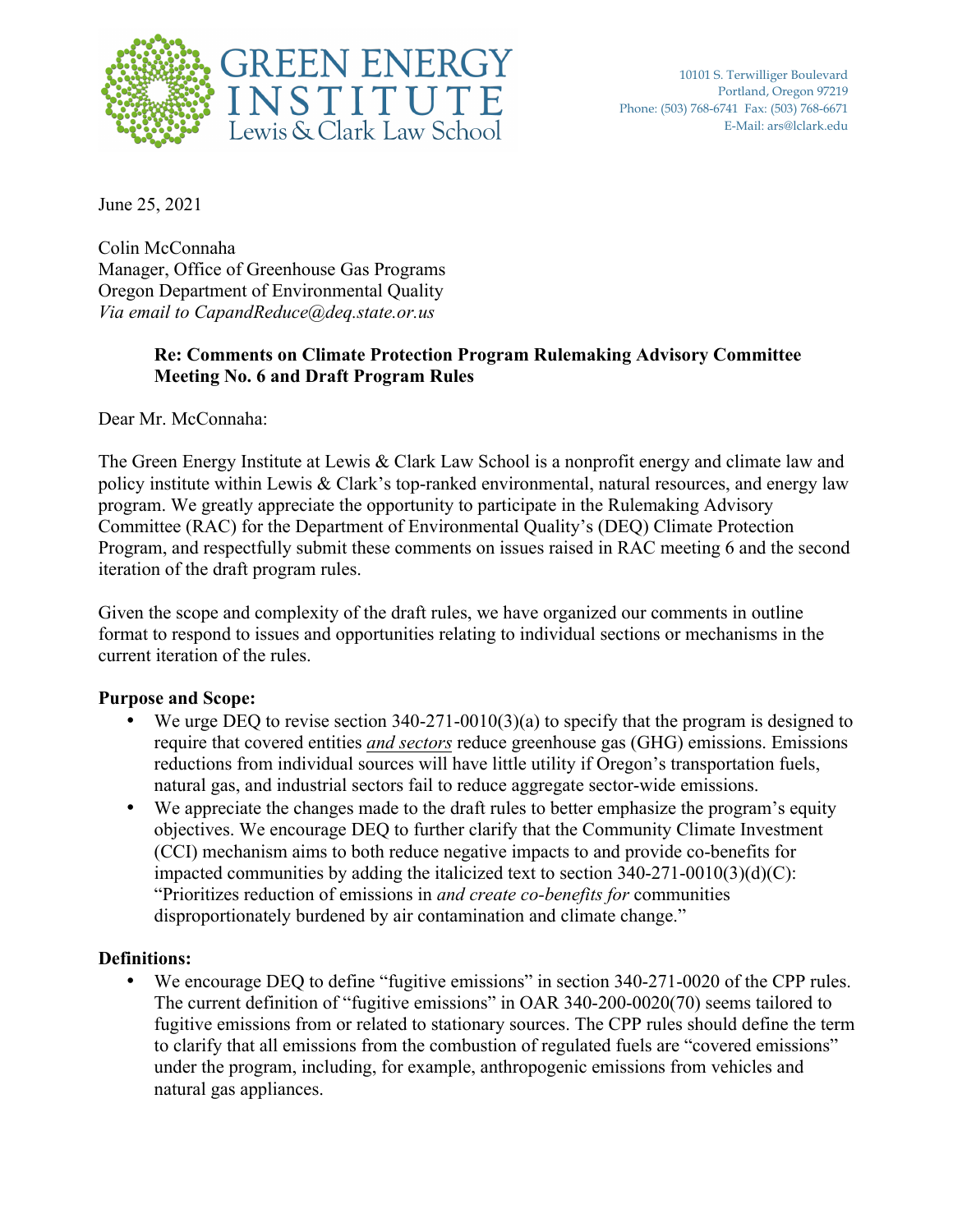GREEN ENERGY INSTITUTE
Lewis & Clark Law School

10101 S. Terwilliger Boulevard
Portland, Oregon 97219
Phone: (503) 768-6741 Fax: (503) 768-6671
E-Mail: ars@lclark.edu

June 25, 2021

Colin McConnaha
Manager, Office of Greenhouse Gas Programs
Oregon Department of Environmental Quality
*Via email to CapandReduce@deq.state.or.us*

**Re: Comments on Climate Protection Program Rulemaking Advisory Committee Meeting No. 6 and Draft Program Rules**

Dear Mr. McConnaha:

The Green Energy Institute at Lewis & Clark Law School is a nonprofit energy and climate law and policy institute within Lewis & Clark's top-ranked environmental, natural resources, and energy law program. We greatly appreciate the opportunity to participate in the Rulemaking Advisory Committee (RAC) for the Department of Environmental Quality's (DEQ) Climate Protection Program, and respectfully submit these comments on issues raised in RAC meeting 6 and the second iteration of the draft program rules.

Given the scope and complexity of the draft rules, we have organized our comments in outline format to respond to issues and opportunities relating to individual sections or mechanisms in the current iteration of the rules.

**Purpose and Scope:**

- We urge DEQ to revise section 340-271-0010(3)(a) to specify that the program is designed to require that covered entities ***and sectors*** reduce greenhouse gas (GHG) emissions. Emissions reductions from individual sources will have little utility if Oregon's transportation fuels, natural gas, and industrial sectors fail to reduce aggregate sector-wide emissions.
- We appreciate the changes made to the draft rules to better emphasize the program's equity objectives. We encourage DEQ to further clarify that the Community Climate Investment (CCI) mechanism aims to both reduce negative impacts to and provide co-benefits for impacted communities by adding the italicized text to section 340-271-0010(3)(d)(C): "Prioritizes reduction of emissions in *and create co-benefits for* communities disproportionately burdened by air contamination and climate change."

**Definitions:**

- We encourage DEQ to define "fugitive emissions" in section 340-271-0020 of the CPP rules. The current definition of "fugitive emissions" in OAR 340-200-0020(70) seems tailored to fugitive emissions from or related to stationary sources. The CPP rules should define the term to clarify that all emissions from the combustion of regulated fuels are "covered emissions" under the program, including, for example, anthropogenic emissions from vehicles and natural gas appliances.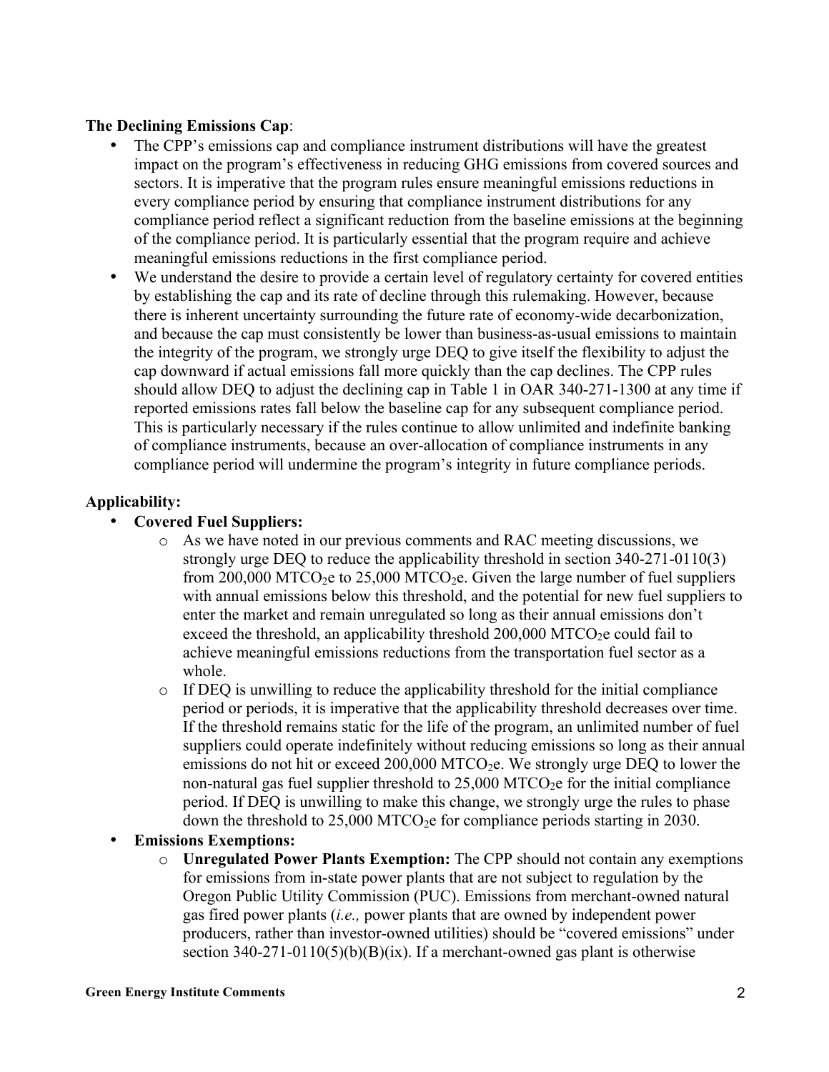**The Declining Emissions Cap**:

- The CPP's emissions cap and compliance instrument distributions will have the greatest impact on the program's effectiveness in reducing GHG emissions from covered sources and sectors. It is imperative that the program rules ensure meaningful emissions reductions in every compliance period by ensuring that compliance instrument distributions for any compliance period reflect a significant reduction from the baseline emissions at the beginning of the compliance period. It is particularly essential that the program require and achieve meaningful emissions reductions in the first compliance period.
- We understand the desire to provide a certain level of regulatory certainty for covered entities by establishing the cap and its rate of decline through this rulemaking. However, because there is inherent uncertainty surrounding the future rate of economy-wide decarbonization, and because the cap must consistently be lower than business-as-usual emissions to maintain the integrity of the program, we strongly urge DEQ to give itself the flexibility to adjust the cap downward if actual emissions fall more quickly than the cap declines. The CPP rules should allow DEQ to adjust the declining cap in Table 1 in OAR 340-271-1300 at any time if reported emissions rates fall below the baseline cap for any subsequent compliance period. This is particularly necessary if the rules continue to allow unlimited and indefinite banking of compliance instruments, because an over-allocation of compliance instruments in any compliance period will undermine the program's integrity in future compliance periods.

**Applicability:**

- **Covered Fuel Suppliers:**
  - As we have noted in our previous comments and RAC meeting discussions, we strongly urge DEQ to reduce the applicability threshold in section 340-271-0110(3) from 200,000 $MTCO_2e$ to 25,000 $MTCO_2e$. Given the large number of fuel suppliers with annual emissions below this threshold, and the potential for new fuel suppliers to enter the market and remain unregulated so long as their annual emissions don't exceed the threshold, an applicability threshold 200,000 $MTCO_2e$ could fail to achieve meaningful emissions reductions from the transportation fuel sector as a whole.
  - If DEQ is unwilling to reduce the applicability threshold for the initial compliance period or periods, it is imperative that the applicability threshold decreases over time. If the threshold remains static for the life of the program, an unlimited number of fuel suppliers could operate indefinitely without reducing emissions so long as their annual emissions do not hit or exceed 200,000 $MTCO_2e$. We strongly urge DEQ to lower the non-natural gas fuel supplier threshold to 25,000 $MTCO_2e$ for the initial compliance period. If DEQ is unwilling to make this change, we strongly urge the rules to phase down the threshold to 25,000 $MTCO_2e$ for compliance periods starting in 2030.
- **Emissions Exemptions:**
  - **Unregulated Power Plants Exemption:** The CPP should not contain any exemptions for emissions from in-state power plants that are not subject to regulation by the Oregon Public Utility Commission (PUC). Emissions from merchant-owned natural gas fired power plants (*i.e.,* power plants that are owned by independent power producers, rather than investor-owned utilities) should be "covered emissions" under section 340-271-0110(5)(b)(B)(ix). If a merchant-owned gas plant is otherwise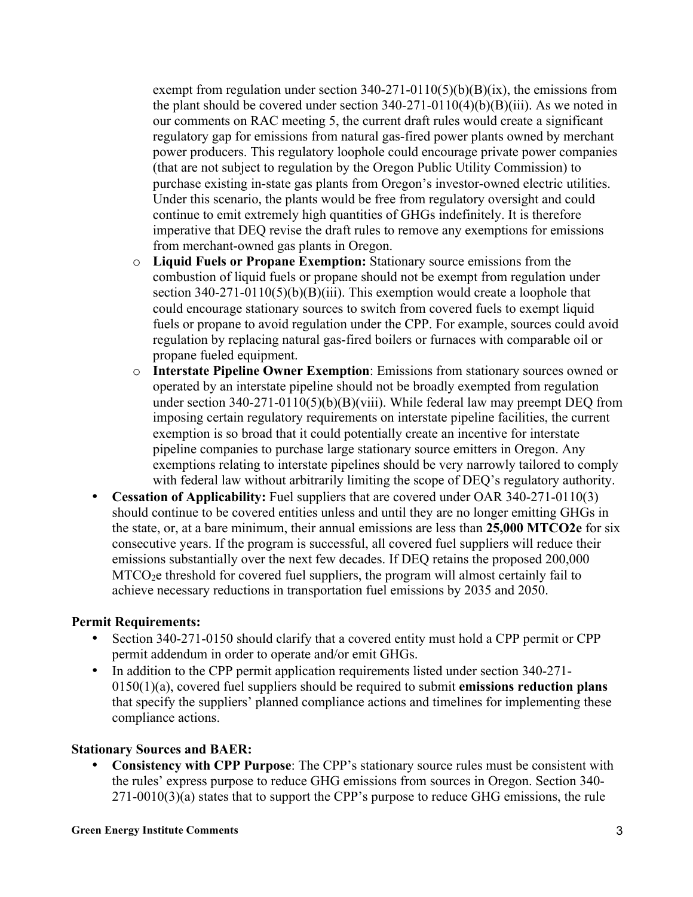exempt from regulation under section 340-271-0110(5)(b)(B)(ix), the emissions from the plant should be covered under section 340-271-0110(4)(b)(B)(iii). As we noted in our comments on RAC meeting 5, the current draft rules would create a significant regulatory gap for emissions from natural gas-fired power plants owned by merchant power producers. This regulatory loophole could encourage private power companies (that are not subject to regulation by the Oregon Public Utility Commission) to purchase existing in-state gas plants from Oregon's investor-owned electric utilities. Under this scenario, the plants would be free from regulatory oversight and could continue to emit extremely high quantities of GHGs indefinitely. It is therefore imperative that DEQ revise the draft rules to remove any exemptions for emissions from merchant-owned gas plants in Oregon.

  - **Liquid Fuels or Propane Exemption:** Stationary source emissions from the combustion of liquid fuels or propane should not be exempt from regulation under section 340-271-0110(5)(b)(B)(iii). This exemption would create a loophole that could encourage stationary sources to switch from covered fuels to exempt liquid fuels or propane to avoid regulation under the CPP. For example, sources could avoid regulation by replacing natural gas-fired boilers or furnaces with comparable oil or propane fueled equipment.
  - **Interstate Pipeline Owner Exemption**: Emissions from stationary sources owned or operated by an interstate pipeline should not be broadly exempted from regulation under section 340-271-0110(5)(b)(B)(viii). While federal law may preempt DEQ from imposing certain regulatory requirements on interstate pipeline facilities, the current exemption is so broad that it could potentially create an incentive for interstate pipeline companies to purchase large stationary source emitters in Oregon. Any exemptions relating to interstate pipelines should be very narrowly tailored to comply with federal law without arbitrarily limiting the scope of DEQ's regulatory authority.

- **Cessation of Applicability:** Fuel suppliers that are covered under OAR 340-271-0110(3) should continue to be covered entities unless and until they are no longer emitting GHGs in the state, or, at a bare minimum, their annual emissions are less than **25,000 MTCO2e** for six consecutive years. If the program is successful, all covered fuel suppliers will reduce their emissions substantially over the next few decades. If DEQ retains the proposed 200,000 $MTCO_2e$ threshold for covered fuel suppliers, the program will almost certainly fail to achieve necessary reductions in transportation fuel emissions by 2035 and 2050.

**Permit Requirements:**

- Section 340-271-0150 should clarify that a covered entity must hold a CPP permit or CPP permit addendum in order to operate and/or emit GHGs.
- In addition to the CPP permit application requirements listed under section 340-271-0150(1)(a), covered fuel suppliers should be required to submit **emissions reduction plans** that specify the suppliers' planned compliance actions and timelines for implementing these compliance actions.

**Stationary Sources and BAER:**

- **Consistency with CPP Purpose**: The CPP's stationary source rules must be consistent with the rules' express purpose to reduce GHG emissions from sources in Oregon. Section 340-271-0010(3)(a) states that to support the CPP's purpose to reduce GHG emissions, the rule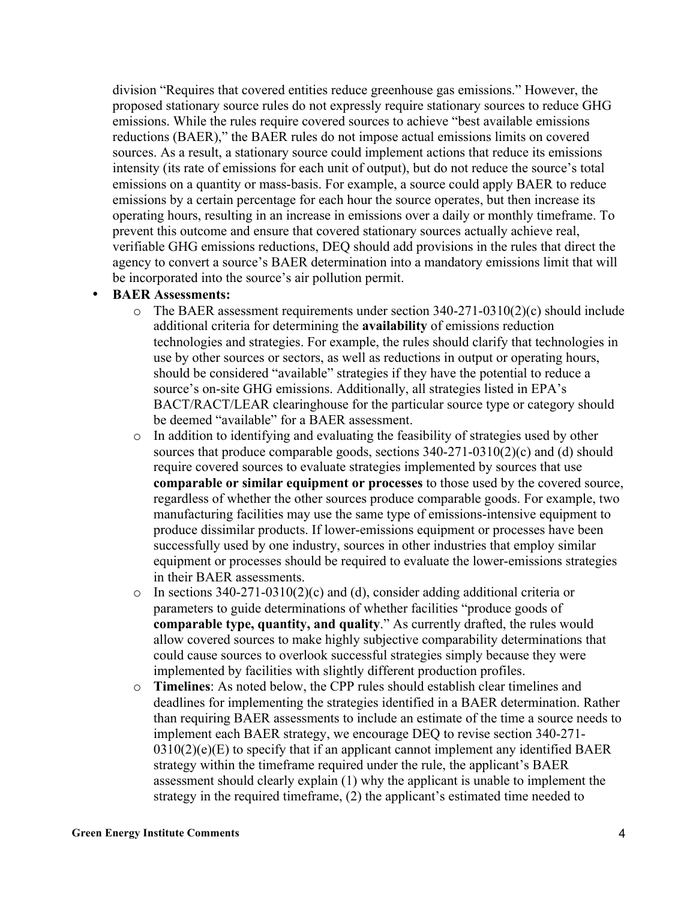division "Requires that covered entities reduce greenhouse gas emissions." However, the proposed stationary source rules do not expressly require stationary sources to reduce GHG emissions. While the rules require covered sources to achieve "best available emissions reductions (BAER)," the BAER rules do not impose actual emissions limits on covered sources. As a result, a stationary source could implement actions that reduce its emissions intensity (its rate of emissions for each unit of output), but do not reduce the source's total emissions on a quantity or mass-basis. For example, a source could apply BAER to reduce emissions by a certain percentage for each hour the source operates, but then increase its operating hours, resulting in an increase in emissions over a daily or monthly timeframe. To prevent this outcome and ensure that covered stationary sources actually achieve real, verifiable GHG emissions reductions, DEQ should add provisions in the rules that direct the agency to convert a source's BAER determination into a mandatory emissions limit that will be incorporated into the source's air pollution permit.

- **BAER Assessments:**
  - The BAER assessment requirements under section 340-271-0310(2)(c) should include additional criteria for determining the **availability** of emissions reduction technologies and strategies. For example, the rules should clarify that technologies in use by other sources or sectors, as well as reductions in output or operating hours, should be considered "available" strategies if they have the potential to reduce a source's on-site GHG emissions. Additionally, all strategies listed in EPA's BACT/RACT/LEAR clearinghouse for the particular source type or category should be deemed "available" for a BAER assessment.
  - In addition to identifying and evaluating the feasibility of strategies used by other sources that produce comparable goods, sections 340-271-0310(2)(c) and (d) should require covered sources to evaluate strategies implemented by sources that use **comparable or similar equipment or processes** to those used by the covered source, regardless of whether the other sources produce comparable goods. For example, two manufacturing facilities may use the same type of emissions-intensive equipment to produce dissimilar products. If lower-emissions equipment or processes have been successfully used by one industry, sources in other industries that employ similar equipment or processes should be required to evaluate the lower-emissions strategies in their BAER assessments.
  - In sections 340-271-0310(2)(c) and (d), consider adding additional criteria or parameters to guide determinations of whether facilities "produce goods of **comparable type, quantity, and quality**." As currently drafted, the rules would allow covered sources to make highly subjective comparability determinations that could cause sources to overlook successful strategies simply because they were implemented by facilities with slightly different production profiles.
  - **Timelines**: As noted below, the CPP rules should establish clear timelines and deadlines for implementing the strategies identified in a BAER determination. Rather than requiring BAER assessments to include an estimate of the time a source needs to implement each BAER strategy, we encourage DEQ to revise section 340-271-0310(2)(e)(E) to specify that if an applicant cannot implement any identified BAER strategy within the timeframe required under the rule, the applicant's BAER assessment should clearly explain (1) why the applicant is unable to implement the strategy in the required timeframe, (2) the applicant's estimated time needed to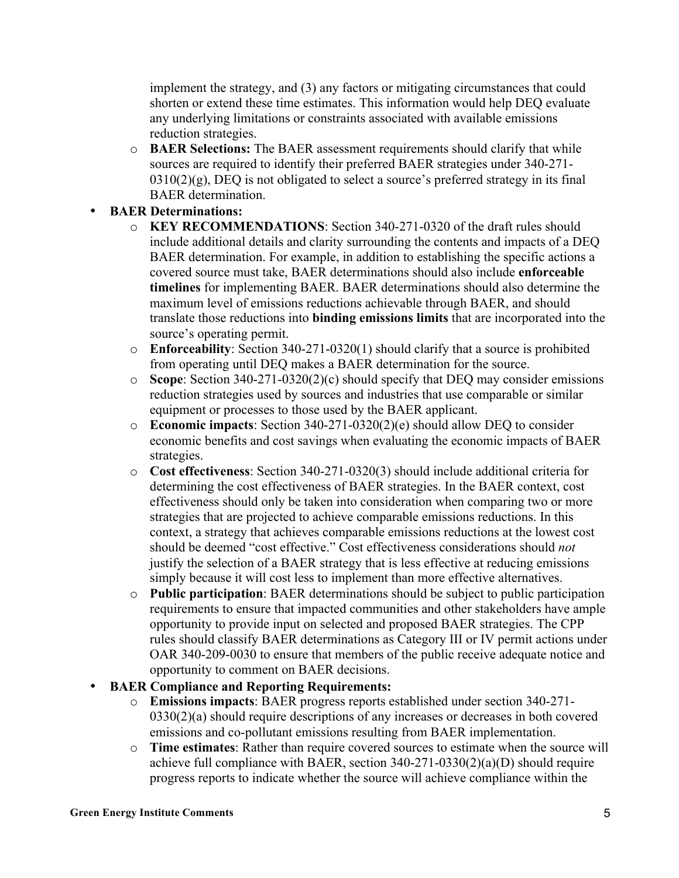implement the strategy, and (3) any factors or mitigating circumstances that could shorten or extend these time estimates. This information would help DEQ evaluate any underlying limitations or constraints associated with available emissions reduction strategies.

    - **BAER Selections:** The BAER assessment requirements should clarify that while sources are required to identify their preferred BAER strategies under 340-271-0310(2)(g), DEQ is not obligated to select a source's preferred strategy in its final BAER determination.

- **BAER Determinations:**
    - **KEY RECOMMENDATIONS**: Section 340-271-0320 of the draft rules should include additional details and clarity surrounding the contents and impacts of a DEQ BAER determination. For example, in addition to establishing the specific actions a covered source must take, BAER determinations should also include **enforceable timelines** for implementing BAER. BAER determinations should also determine the maximum level of emissions reductions achievable through BAER, and should translate those reductions into **binding emissions limits** that are incorporated into the source's operating permit.
    - **Enforceability**: Section 340-271-0320(1) should clarify that a source is prohibited from operating until DEQ makes a BAER determination for the source.
    - **Scope**: Section 340-271-0320(2)(c) should specify that DEQ may consider emissions reduction strategies used by sources and industries that use comparable or similar equipment or processes to those used by the BAER applicant.
    - **Economic impacts**: Section 340-271-0320(2)(e) should allow DEQ to consider economic benefits and cost savings when evaluating the economic impacts of BAER strategies.
    - **Cost effectiveness**: Section 340-271-0320(3) should include additional criteria for determining the cost effectiveness of BAER strategies. In the BAER context, cost effectiveness should only be taken into consideration when comparing two or more strategies that are projected to achieve comparable emissions reductions. In this context, a strategy that achieves comparable emissions reductions at the lowest cost should be deemed "cost effective." Cost effectiveness considerations should *not* justify the selection of a BAER strategy that is less effective at reducing emissions simply because it will cost less to implement than more effective alternatives.
    - **Public participation**: BAER determinations should be subject to public participation requirements to ensure that impacted communities and other stakeholders have ample opportunity to provide input on selected and proposed BAER strategies. The CPP rules should classify BAER determinations as Category III or IV permit actions under OAR 340-209-0030 to ensure that members of the public receive adequate notice and opportunity to comment on BAER decisions.

- **BAER Compliance and Reporting Requirements:**
    - **Emissions impacts**: BAER progress reports established under section 340-271-0330(2)(a) should require descriptions of any increases or decreases in both covered emissions and co-pollutant emissions resulting from BAER implementation.
    - **Time estimates**: Rather than require covered sources to estimate when the source will achieve full compliance with BAER, section 340-271-0330(2)(a)(D) should require progress reports to indicate whether the source will achieve compliance within the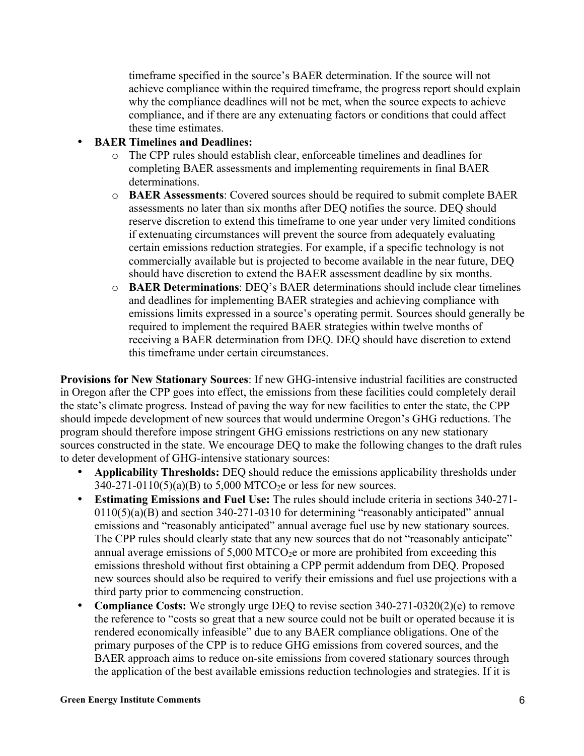timeframe specified in the source's BAER determination. If the source will not achieve compliance within the required timeframe, the progress report should explain why the compliance deadlines will not be met, when the source expects to achieve compliance, and if there are any extenuating factors or conditions that could affect these time estimates.

- **BAER Timelines and Deadlines:**
    - The CPP rules should establish clear, enforceable timelines and deadlines for completing BAER assessments and implementing requirements in final BAER determinations.
    - **BAER Assessments**: Covered sources should be required to submit complete BAER assessments no later than six months after DEQ notifies the source. DEQ should reserve discretion to extend this timeframe to one year under very limited conditions if extenuating circumstances will prevent the source from adequately evaluating certain emissions reduction strategies. For example, if a specific technology is not commercially available but is projected to become available in the near future, DEQ should have discretion to extend the BAER assessment deadline by six months.
    - **BAER Determinations**: DEQ's BAER determinations should include clear timelines and deadlines for implementing BAER strategies and achieving compliance with emissions limits expressed in a source's operating permit. Sources should generally be required to implement the required BAER strategies within twelve months of receiving a BAER determination from DEQ. DEQ should have discretion to extend this timeframe under certain circumstances.

**Provisions for New Stationary Sources**: If new GHG-intensive industrial facilities are constructed in Oregon after the CPP goes into effect, the emissions from these facilities could completely derail the state's climate progress. Instead of paving the way for new facilities to enter the state, the CPP should impede development of new sources that would undermine Oregon's GHG reductions. The program should therefore impose stringent GHG emissions restrictions on any new stationary sources constructed in the state. We encourage DEQ to make the following changes to the draft rules to deter development of GHG-intensive stationary sources:

- **Applicability Thresholds:** DEQ should reduce the emissions applicability thresholds under 340-271-0110(5)(a)(B) to 5,000 $MTCO_2e$ or less for new sources.
- **Estimating Emissions and Fuel Use:** The rules should include criteria in sections 340-271-0110(5)(a)(B) and section 340-271-0310 for determining "reasonably anticipated" annual emissions and "reasonably anticipated" annual average fuel use by new stationary sources. The CPP rules should clearly state that any new sources that do not "reasonably anticipate" annual average emissions of 5,000 $MTCO_2e$ or more are prohibited from exceeding this emissions threshold without first obtaining a CPP permit addendum from DEQ. Proposed new sources should also be required to verify their emissions and fuel use projections with a third party prior to commencing construction.
- **Compliance Costs:** We strongly urge DEQ to revise section 340-271-0320(2)(e) to remove the reference to "costs so great that a new source could not be built or operated because it is rendered economically infeasible" due to any BAER compliance obligations. One of the primary purposes of the CPP is to reduce GHG emissions from covered sources, and the BAER approach aims to reduce on-site emissions from covered stationary sources through the application of the best available emissions reduction technologies and strategies. If it is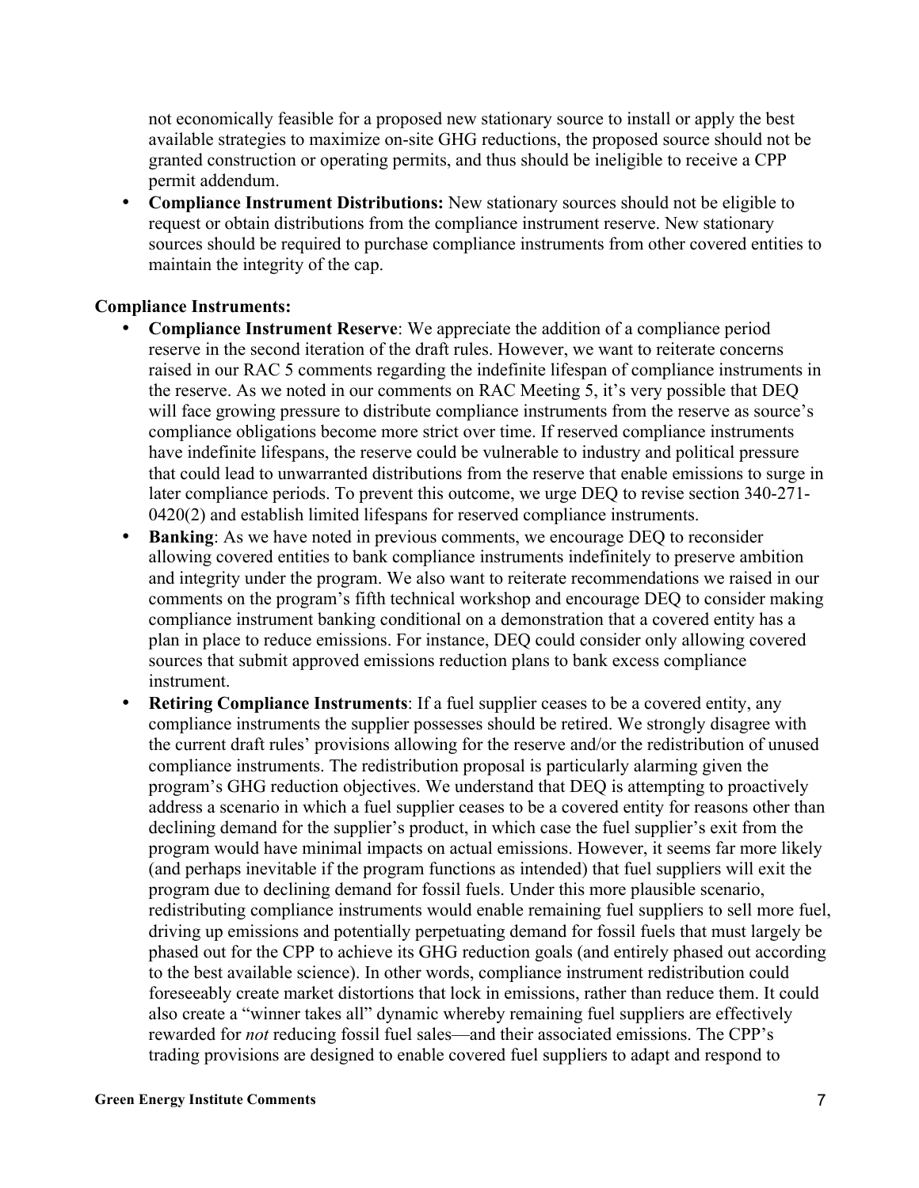not economically feasible for a proposed new stationary source to install or apply the best available strategies to maximize on-site GHG reductions, the proposed source should not be granted construction or operating permits, and thus should be ineligible to receive a CPP permit addendum.

- **Compliance Instrument Distributions:** New stationary sources should not be eligible to request or obtain distributions from the compliance instrument reserve. New stationary sources should be required to purchase compliance instruments from other covered entities to maintain the integrity of the cap.

**Compliance Instruments:**

- **Compliance Instrument Reserve**: We appreciate the addition of a compliance period reserve in the second iteration of the draft rules. However, we want to reiterate concerns raised in our RAC 5 comments regarding the indefinite lifespan of compliance instruments in the reserve. As we noted in our comments on RAC Meeting 5, it's very possible that DEQ will face growing pressure to distribute compliance instruments from the reserve as source's compliance obligations become more strict over time. If reserved compliance instruments have indefinite lifespans, the reserve could be vulnerable to industry and political pressure that could lead to unwarranted distributions from the reserve that enable emissions to surge in later compliance periods. To prevent this outcome, we urge DEQ to revise section 340-271-0420(2) and establish limited lifespans for reserved compliance instruments.
- **Banking**: As we have noted in previous comments, we encourage DEQ to reconsider allowing covered entities to bank compliance instruments indefinitely to preserve ambition and integrity under the program. We also want to reiterate recommendations we raised in our comments on the program's fifth technical workshop and encourage DEQ to consider making compliance instrument banking conditional on a demonstration that a covered entity has a plan in place to reduce emissions. For instance, DEQ could consider only allowing covered sources that submit approved emissions reduction plans to bank excess compliance instrument.
- **Retiring Compliance Instruments**: If a fuel supplier ceases to be a covered entity, any compliance instruments the supplier possesses should be retired. We strongly disagree with the current draft rules' provisions allowing for the reserve and/or the redistribution of unused compliance instruments. The redistribution proposal is particularly alarming given the program's GHG reduction objectives. We understand that DEQ is attempting to proactively address a scenario in which a fuel supplier ceases to be a covered entity for reasons other than declining demand for the supplier's product, in which case the fuel supplier's exit from the program would have minimal impacts on actual emissions. However, it seems far more likely (and perhaps inevitable if the program functions as intended) that fuel suppliers will exit the program due to declining demand for fossil fuels. Under this more plausible scenario, redistributing compliance instruments would enable remaining fuel suppliers to sell more fuel, driving up emissions and potentially perpetuating demand for fossil fuels that must largely be phased out for the CPP to achieve its GHG reduction goals (and entirely phased out according to the best available science). In other words, compliance instrument redistribution could foreseeably create market distortions that lock in emissions, rather than reduce them. It could also create a "winner takes all" dynamic whereby remaining fuel suppliers are effectively rewarded for *not* reducing fossil fuel sales—and their associated emissions. The CPP's trading provisions are designed to enable covered fuel suppliers to adapt and respond to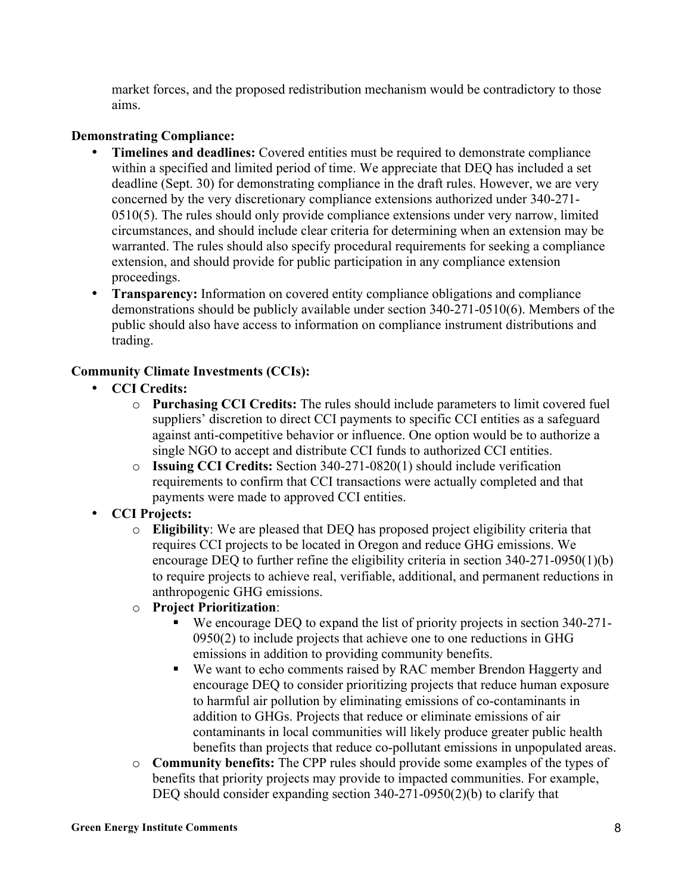market forces, and the proposed redistribution mechanism would be contradictory to those aims.

**Demonstrating Compliance:**

- **Timelines and deadlines:** Covered entities must be required to demonstrate compliance within a specified and limited period of time. We appreciate that DEQ has included a set deadline (Sept. 30) for demonstrating compliance in the draft rules. However, we are very concerned by the very discretionary compliance extensions authorized under 340-271-0510(5). The rules should only provide compliance extensions under very narrow, limited circumstances, and should include clear criteria for determining when an extension may be warranted. The rules should also specify procedural requirements for seeking a compliance extension, and should provide for public participation in any compliance extension proceedings.
- **Transparency:** Information on covered entity compliance obligations and compliance demonstrations should be publicly available under section 340-271-0510(6). Members of the public should also have access to information on compliance instrument distributions and trading.

**Community Climate Investments (CCIs):**

- **CCI Credits:**
  - **Purchasing CCI Credits:** The rules should include parameters to limit covered fuel suppliers' discretion to direct CCI payments to specific CCI entities as a safeguard against anti-competitive behavior or influence. One option would be to authorize a single NGO to accept and distribute CCI funds to authorized CCI entities.
  - **Issuing CCI Credits:** Section 340-271-0820(1) should include verification requirements to confirm that CCI transactions were actually completed and that payments were made to approved CCI entities.
- **CCI Projects:**
  - **Eligibility**: We are pleased that DEQ has proposed project eligibility criteria that requires CCI projects to be located in Oregon and reduce GHG emissions. We encourage DEQ to further refine the eligibility criteria in section 340-271-0950(1)(b) to require projects to achieve real, verifiable, additional, and permanent reductions in anthropogenic GHG emissions.
  - **Project Prioritization**:
    - We encourage DEQ to expand the list of priority projects in section 340-271-0950(2) to include projects that achieve one to one reductions in GHG emissions in addition to providing community benefits.
    - We want to echo comments raised by RAC member Brendon Haggerty and encourage DEQ to consider prioritizing projects that reduce human exposure to harmful air pollution by eliminating emissions of co-contaminants in addition to GHGs. Projects that reduce or eliminate emissions of air contaminants in local communities will likely produce greater public health benefits than projects that reduce co-pollutant emissions in unpopulated areas.
  - **Community benefits:** The CPP rules should provide some examples of the types of benefits that priority projects may provide to impacted communities. For example, DEQ should consider expanding section 340-271-0950(2)(b) to clarify that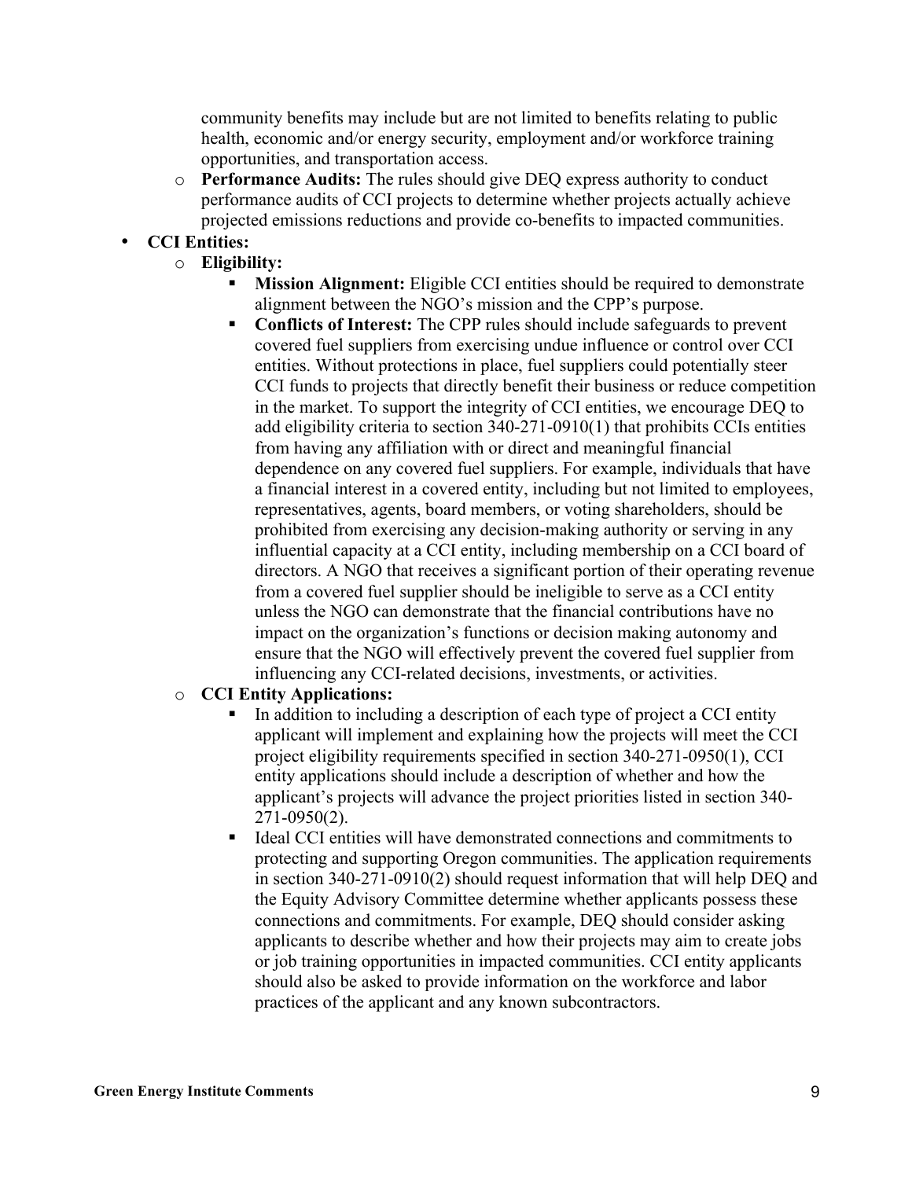community benefits may include but are not limited to benefits relating to public health, economic and/or energy security, employment and/or workforce training opportunities, and transportation access.

  - **Performance Audits:** The rules should give DEQ express authority to conduct performance audits of CCI projects to determine whether projects actually achieve projected emissions reductions and provide co-benefits to impacted communities.

- **CCI Entities:**
  - **Eligibility:**
    - **Mission Alignment:** Eligible CCI entities should be required to demonstrate alignment between the NGO's mission and the CPP's purpose.
    - **Conflicts of Interest:** The CPP rules should include safeguards to prevent covered fuel suppliers from exercising undue influence or control over CCI entities. Without protections in place, fuel suppliers could potentially steer CCI funds to projects that directly benefit their business or reduce competition in the market. To support the integrity of CCI entities, we encourage DEQ to add eligibility criteria to section 340-271-0910(1) that prohibits CCIs entities from having any affiliation with or direct and meaningful financial dependence on any covered fuel suppliers. For example, individuals that have a financial interest in a covered entity, including but not limited to employees, representatives, agents, board members, or voting shareholders, should be prohibited from exercising any decision-making authority or serving in any influential capacity at a CCI entity, including membership on a CCI board of directors. A NGO that receives a significant portion of their operating revenue from a covered fuel supplier should be ineligible to serve as a CCI entity unless the NGO can demonstrate that the financial contributions have no impact on the organization's functions or decision making autonomy and ensure that the NGO will effectively prevent the covered fuel supplier from influencing any CCI-related decisions, investments, or activities.
  - **CCI Entity Applications:**
    - In addition to including a description of each type of project a CCI entity applicant will implement and explaining how the projects will meet the CCI project eligibility requirements specified in section 340-271-0950(1), CCI entity applications should include a description of whether and how the applicant's projects will advance the project priorities listed in section 340-271-0950(2).
    - Ideal CCI entities will have demonstrated connections and commitments to protecting and supporting Oregon communities. The application requirements in section 340-271-0910(2) should request information that will help DEQ and the Equity Advisory Committee determine whether applicants possess these connections and commitments. For example, DEQ should consider asking applicants to describe whether and how their projects may aim to create jobs or job training opportunities in impacted communities. CCI entity applicants should also be asked to provide information on the workforce and labor practices of the applicant and any known subcontractors.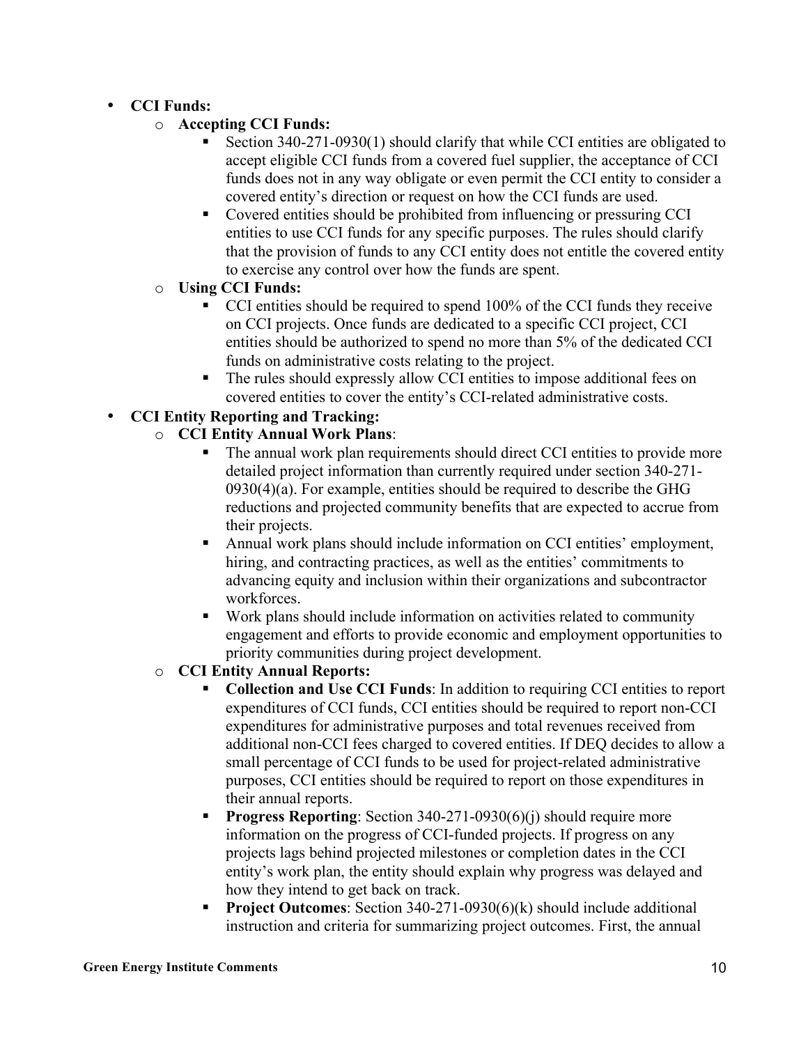- **CCI Funds:**
  - **Accepting CCI Funds:**
    - Section 340-271-0930(1) should clarify that while CCI entities are obligated to accept eligible CCI funds from a covered fuel supplier, the acceptance of CCI funds does not in any way obligate or even permit the CCI entity to consider a covered entity's direction or request on how the CCI funds are used.
    - Covered entities should be prohibited from influencing or pressuring CCI entities to use CCI funds for any specific purposes. The rules should clarify that the provision of funds to any CCI entity does not entitle the covered entity to exercise any control over how the funds are spent.
  - **Using CCI Funds:**
    - CCI entities should be required to spend 100% of the CCI funds they receive on CCI projects. Once funds are dedicated to a specific CCI project, CCI entities should be authorized to spend no more than 5% of the dedicated CCI funds on administrative costs relating to the project.
    - The rules should expressly allow CCI entities to impose additional fees on covered entities to cover the entity's CCI-related administrative costs.
- **CCI Entity Reporting and Tracking:**
  - **CCI Entity Annual Work Plans**:
    - The annual work plan requirements should direct CCI entities to provide more detailed project information than currently required under section 340-271-0930(4)(a). For example, entities should be required to describe the GHG reductions and projected community benefits that are expected to accrue from their projects.
    - Annual work plans should include information on CCI entities' employment, hiring, and contracting practices, as well as the entities' commitments to advancing equity and inclusion within their organizations and subcontractor workforces.
    - Work plans should include information on activities related to community engagement and efforts to provide economic and employment opportunities to priority communities during project development.
  - **CCI Entity Annual Reports:**
    - **Collection and Use CCI Funds**: In addition to requiring CCI entities to report expenditures of CCI funds, CCI entities should be required to report non-CCI expenditures for administrative purposes and total revenues received from additional non-CCI fees charged to covered entities. If DEQ decides to allow a small percentage of CCI funds to be used for project-related administrative purposes, CCI entities should be required to report on those expenditures in their annual reports.
    - **Progress Reporting**: Section 340-271-0930(6)(j) should require more information on the progress of CCI-funded projects. If progress on any projects lags behind projected milestones or completion dates in the CCI entity's work plan, the entity should explain why progress was delayed and how they intend to get back on track.
    - **Project Outcomes**: Section 340-271-0930(6)(k) should include additional instruction and criteria for summarizing project outcomes. First, the annual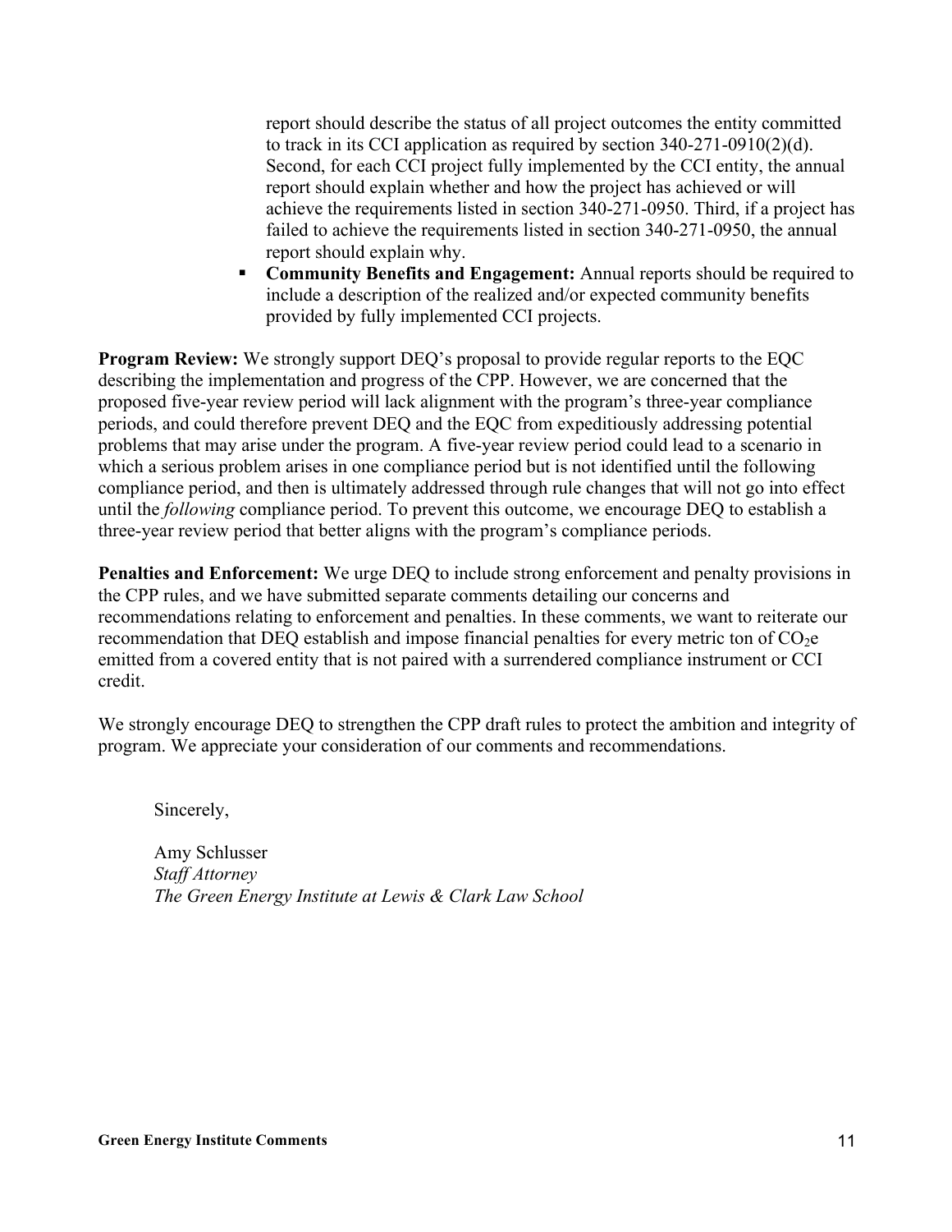report should describe the status of all project outcomes the entity committed to track in its CCI application as required by section 340-271-0910(2)(d). Second, for each CCI project fully implemented by the CCI entity, the annual report should explain whether and how the project has achieved or will achieve the requirements listed in section 340-271-0950. Third, if a project has failed to achieve the requirements listed in section 340-271-0950, the annual report should explain why.

- **Community Benefits and Engagement:** Annual reports should be required to include a description of the realized and/or expected community benefits provided by fully implemented CCI projects.

**Program Review:** We strongly support DEQ's proposal to provide regular reports to the EQC describing the implementation and progress of the CPP. However, we are concerned that the proposed five-year review period will lack alignment with the program's three-year compliance periods, and could therefore prevent DEQ and the EQC from expeditiously addressing potential problems that may arise under the program. A five-year review period could lead to a scenario in which a serious problem arises in one compliance period but is not identified until the following compliance period, and then is ultimately addressed through rule changes that will not go into effect until the *following* compliance period. To prevent this outcome, we encourage DEQ to establish a three-year review period that better aligns with the program's compliance periods.

**Penalties and Enforcement:** We urge DEQ to include strong enforcement and penalty provisions in the CPP rules, and we have submitted separate comments detailing our concerns and recommendations relating to enforcement and penalties. In these comments, we want to reiterate our recommendation that DEQ establish and impose financial penalties for every metric ton of $CO_2e$ emitted from a covered entity that is not paired with a surrendered compliance instrument or CCI credit.

We strongly encourage DEQ to strengthen the CPP draft rules to protect the ambition and integrity of program. We appreciate your consideration of our comments and recommendations.

Sincerely,

Amy Schlusser
*Staff Attorney*
*The Green Energy Institute at Lewis & Clark Law School*